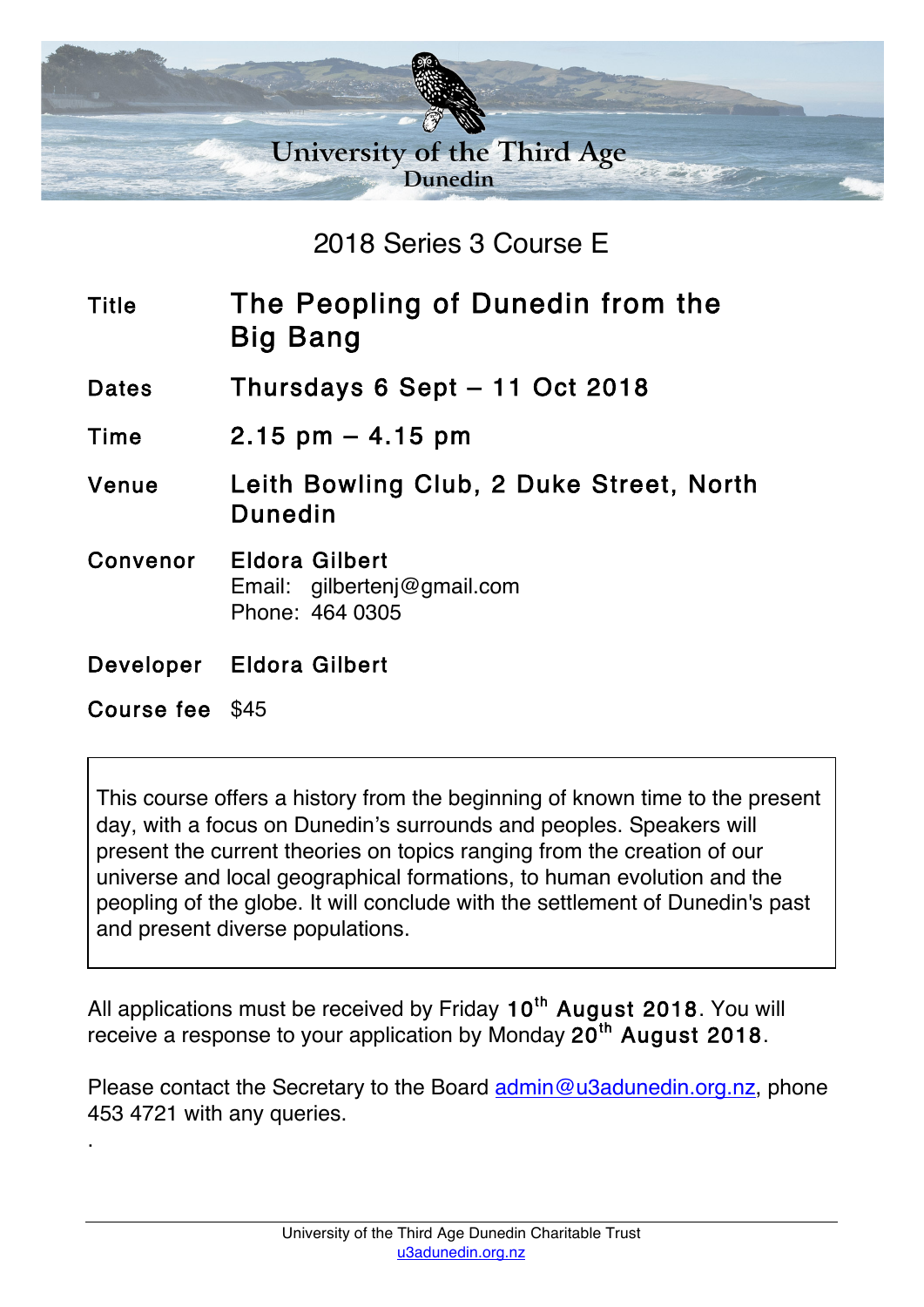# University of the Third Age

## Dunedin

### 2018 Series 3 Course E

| | |
|---|---|
| **Title** | **The Peopling of Dunedin from the Big Bang** |
| **Dates** | **Thursdays 6 Sept – 11 Oct 2018** |
| **Time** | **2.15 pm – 4.15 pm** |
| **Venue** | **Leith Bowling Club, 2 Duke Street, North Dunedin** |
| **Convenor** | **Eldora Gilbert**<br>Email: gilbertenj@gmail.com<br>Phone: 464 0305 |
| **Developer** | **Eldora Gilbert** |
| **Course fee** | $45 |

This course offers a history from the beginning of known time to the present day, with a focus on Dunedin's surrounds and peoples. Speakers will present the current theories on topics ranging from the creation of our universe and local geographical formations, to human evolution and the peopling of the globe. It will conclude with the settlement of Dunedin's past and present diverse populations.

All applications must be received by Friday **10th August 2018**. You will receive a response to your application by Monday **20th August 2018**.

Please contact the Secretary to the Board admin@u3adunedin.org.nz, phone 453 4721 with any queries.

.

University of the Third Age Dunedin Charitable Trust
u3adunedin.org.nz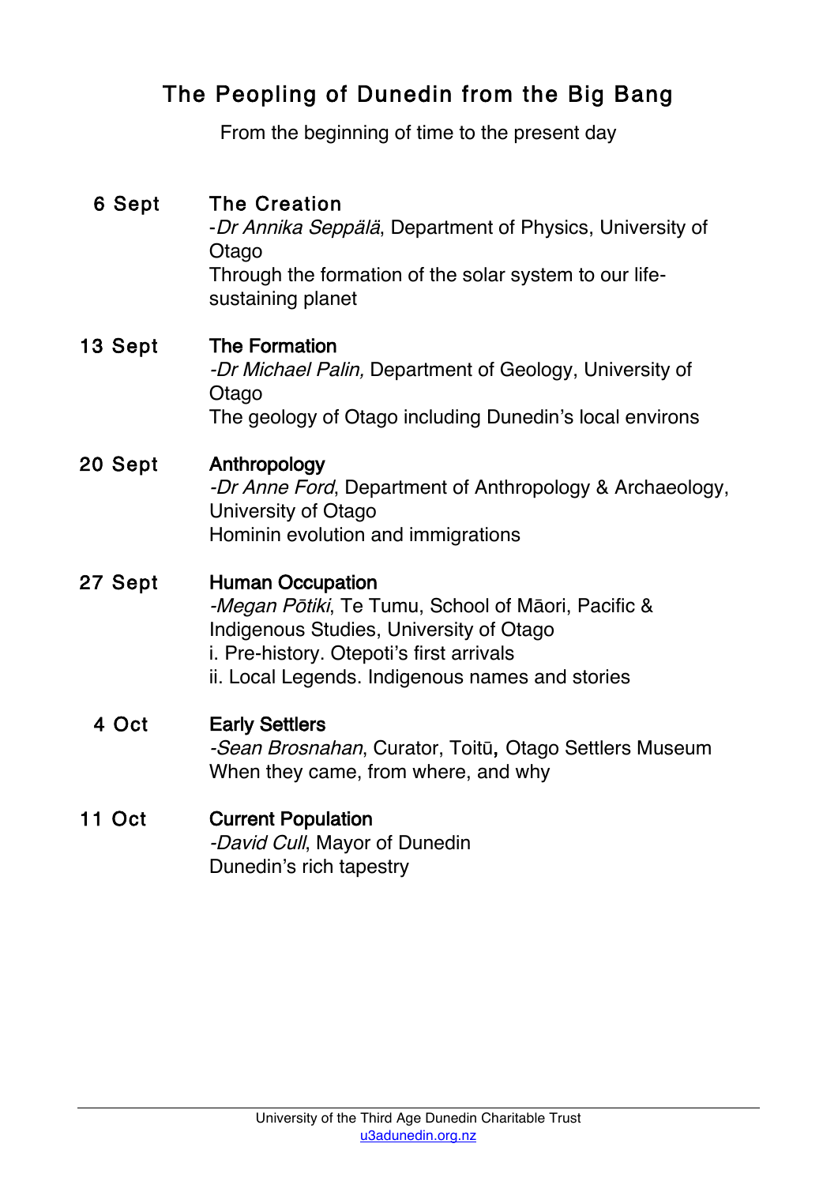# The Peopling of Dunedin from the Big Bang

From the beginning of time to the present day

**6 Sept** — **The Creation**
-*Dr Annika Seppälä*, Department of Physics, University of Otago
Through the formation of the solar system to our life-sustaining planet

**13 Sept** — **The Formation**
-*Dr Michael Palin,* Department of Geology, University of Otago
The geology of Otago including Dunedin's local environs

**20 Sept** — **Anthropology**
-*Dr Anne Ford*, Department of Anthropology & Archaeology, University of Otago
Hominin evolution and immigrations

**27 Sept** — **Human Occupation**
-*Megan Pōtiki*, Te Tumu, School of Māori, Pacific & Indigenous Studies, University of Otago
i. Pre-history. Otepoti's first arrivals
ii. Local Legends. Indigenous names and stories

**4 Oct** — **Early Settlers**
-*Sean Brosnahan*, Curator, Toitū, Otago Settlers Museum
When they came, from where, and why

**11 Oct** — **Current Population**
-*David Cull*, Mayor of Dunedin
Dunedin's rich tapestry

University of the Third Age Dunedin Charitable Trust
u3adunedin.org.nz